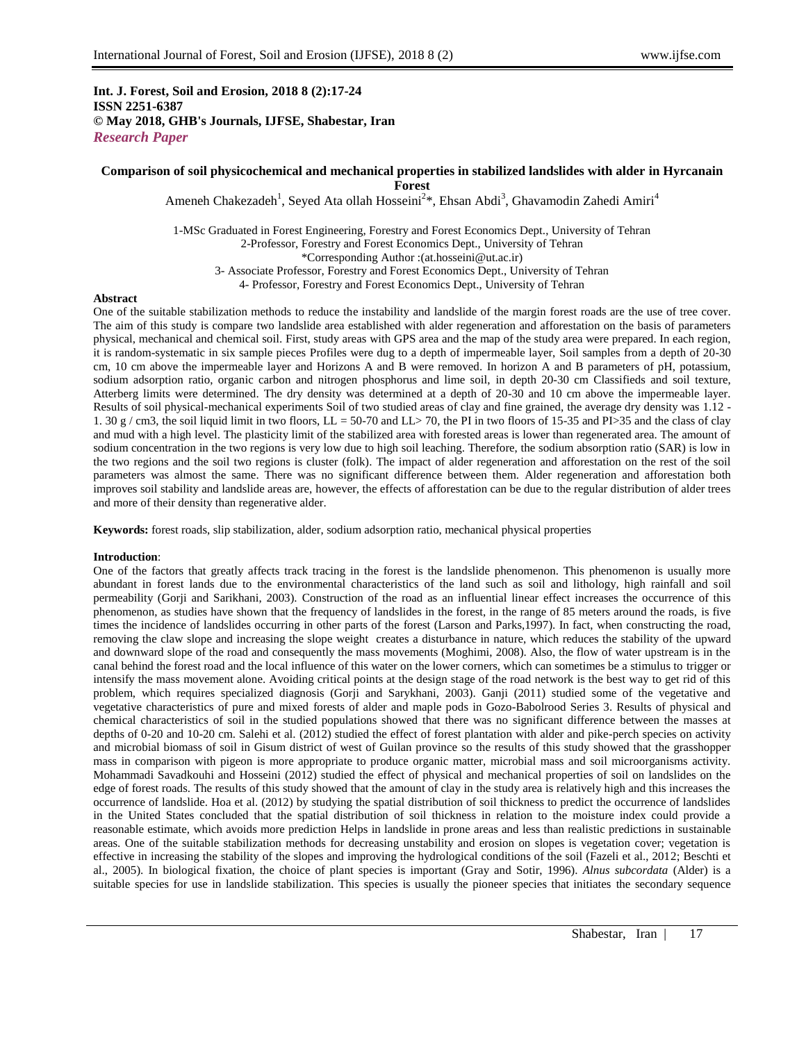**Int. J. Forest, Soil and Erosion, 2018 8 (2):17-24**
**ISSN 2251-6387**
**© May 2018, GHB's Journals, IJFSE, Shabestar, Iran**
***Research Paper***

# Comparison of soil physicochemical and mechanical properties in stabilized landslides with alder in Hyrcanain Forest

Ameneh Chakezadeh[1], Seyed Ata ollah Hosseini[2]*, Ehsan Abdi[3], Ghavamodin Zahedi Amiri[4]

1-MSc Graduated in Forest Engineering, Forestry and Forest Economics Dept., University of Tehran
2-Professor, Forestry and Forest Economics Dept., University of Tehran
*Corresponding Author :(at.hosseini@ut.ac.ir)
3- Associate Professor, Forestry and Forest Economics Dept., University of Tehran
4- Professor, Forestry and Forest Economics Dept., University of Tehran

**Abstract**

One of the suitable stabilization methods to reduce the instability and landslide of the margin forest roads are the use of tree cover. The aim of this study is compare two landslide area established with alder regeneration and afforestation on the basis of parameters physical, mechanical and chemical soil. First, study areas with GPS area and the map of the study area were prepared. In each region, it is random-systematic in six sample pieces Profiles were dug to a depth of impermeable layer, Soil samples from a depth of 20-30 cm, 10 cm above the impermeable layer and Horizons A and B were removed. In horizon A and B parameters of pH, potassium, sodium adsorption ratio, organic carbon and nitrogen phosphorus and lime soil, in depth 20-30 cm Classifieds and soil texture, Atterberg limits were determined. The dry density was determined at a depth of 20-30 and 10 cm above the impermeable layer. Results of soil physical-mechanical experiments Soil of two studied areas of clay and fine grained, the average dry density was 1.12 - 1. 30 g / cm3, the soil liquid limit in two floors, LL = 50-70 and LL> 70, the PI in two floors of 15-35 and PI>35 and the class of clay and mud with a high level. The plasticity limit of the stabilized area with forested areas is lower than regenerated area. The amount of sodium concentration in the two regions is very low due to high soil leaching. Therefore, the sodium absorption ratio (SAR) is low in the two regions and the soil two regions is cluster (folk). The impact of alder regeneration and afforestation on the rest of the soil parameters was almost the same. There was no significant difference between them. Alder regeneration and afforestation both improves soil stability and landslide areas are, however, the effects of afforestation can be due to the regular distribution of alder trees and more of their density than regenerative alder.

**Keywords:** forest roads, slip stabilization, alder, sodium adsorption ratio, mechanical physical properties

**Introduction**:

One of the factors that greatly affects track tracing in the forest is the landslide phenomenon. This phenomenon is usually more abundant in forest lands due to the environmental characteristics of the land such as soil and lithology, high rainfall and soil permeability (Gorji and Sarikhani, 2003). Construction of the road as an influential linear effect increases the occurrence of this phenomenon, as studies have shown that the frequency of landslides in the forest, in the range of 85 meters around the roads, is five times the incidence of landslides occurring in other parts of the forest (Larson and Parks,1997). In fact, when constructing the road, removing the claw slope and increasing the slope weight creates a disturbance in nature, which reduces the stability of the upward and downward slope of the road and consequently the mass movements (Moghimi, 2008). Also, the flow of water upstream is in the canal behind the forest road and the local influence of this water on the lower corners, which can sometimes be a stimulus to trigger or intensify the mass movement alone. Avoiding critical points at the design stage of the road network is the best way to get rid of this problem, which requires specialized diagnosis (Gorji and Sarykhani, 2003). Ganji (2011) studied some of the vegetative and vegetative characteristics of pure and mixed forests of alder and maple pods in Gozo-Babolrood Series 3. Results of physical and chemical characteristics of soil in the studied populations showed that there was no significant difference between the masses at depths of 0-20 and 10-20 cm. Salehi et al. (2012) studied the effect of forest plantation with alder and pike-perch species on activity and microbial biomass of soil in Gisum district of west of Guilan province so the results of this study showed that the grasshopper mass in comparison with pigeon is more appropriate to produce organic matter, microbial mass and soil microorganisms activity. Mohammadi Savadkouhi and Hosseini (2012) studied the effect of physical and mechanical properties of soil on landslides on the edge of forest roads. The results of this study showed that the amount of clay in the study area is relatively high and this increases the occurrence of landslide. Hoa et al. (2012) by studying the spatial distribution of soil thickness to predict the occurrence of landslides in the United States concluded that the spatial distribution of soil thickness in relation to the moisture index could provide a reasonable estimate, which avoids more prediction Helps in landslide in prone areas and less than realistic predictions in sustainable areas. One of the suitable stabilization methods for decreasing unstability and erosion on slopes is vegetation cover; vegetation is effective in increasing the stability of the slopes and improving the hydrological conditions of the soil (Fazeli et al., 2012; Beschti et al., 2005). In biological fixation, the choice of plant species is important (Gray and Sotir, 1996). *Alnus subcordata* (Alder) is a suitable species for use in landslide stabilization. This species is usually the pioneer species that initiates the secondary sequence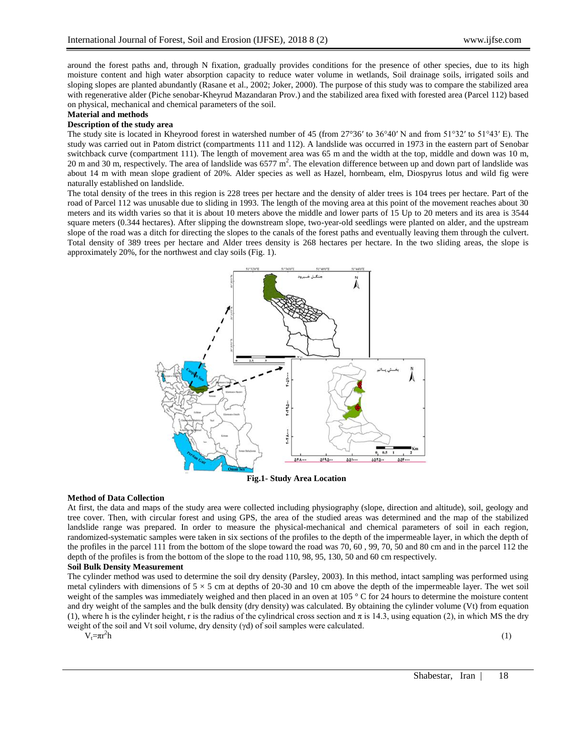around the forest paths and, through N fixation, gradually provides conditions for the presence of other species, due to its high moisture content and high water absorption capacity to reduce water volume in wetlands, Soil drainage soils, irrigated soils and sloping slopes are planted abundantly (Rasane et al., 2002; Joker, 2000). The purpose of this study was to compare the stabilized area with regenerative alder (Piche senobar-Kheyrud Mazandaran Prov.) and the stabilized area fixed with forested area (Parcel 112) based on physical, mechanical and chemical parameters of the soil.

## Material and methods

### Description of the study area

The study site is located in Kheyrood forest in watershed number of 45 (from 27°36′ to 36°40′ N and from 51°32′ to 51°43′ E). The study was carried out in Patom district (compartments 111 and 112). A landslide was occurred in 1973 in the eastern part of Senobar switchback curve (compartment 111). The length of movement area was 65 m and the width at the top, middle and down was 10 m, 20 m and 30 m, respectively. The area of landslide was 6577 $m^2$. The elevation difference between up and down part of landslide was about 14 m with mean slope gradient of 20%. Alder species as well as Hazel, hornbeam, elm, Diospyrus lotus and wild fig were naturally established on landslide.

The total density of the trees in this region is 228 trees per hectare and the density of alder trees is 104 trees per hectare. Part of the road of Parcel 112 was unusable due to sliding in 1993. The length of the moving area at this point of the movement reaches about 30 meters and its width varies so that it is about 10 meters above the middle and lower parts of 15 Up to 20 meters and its area is 3544 square meters (0.344 hectares). After slipping the downstream slope, two-year-old seedlings were planted on alder, and the upstream slope of the road was a ditch for directing the slopes to the canals of the forest paths and eventually leaving them through the culvert. Total density of 389 trees per hectare and Alder trees density is 268 hectares per hectare. In the two sliding areas, the slope is approximately 20%, for the northwest and clay soils (Fig. 1).

**Fig.1- Study Area Location**

### Method of Data Collection

At first, the data and maps of the study area were collected including physiography (slope, direction and altitude), soil, geology and tree cover. Then, with circular forest and using GPS, the area of the studied areas was determined and the map of the stabilized landslide range was prepared. In order to measure the physical-mechanical and chemical parameters of soil in each region, randomized-systematic samples were taken in six sections of the profiles to the depth of the impermeable layer, in which the depth of the profiles in the parcel 111 from the bottom of the slope toward the road was 70, 60 , 99, 70, 50 and 80 cm and in the parcel 112 the depth of the profiles is from the bottom of the slope to the road 110, 98, 95, 130, 50 and 60 cm respectively.

### Soil Bulk Density Measurement

The cylinder method was used to determine the soil dry density (Parsley, 2003). In this method, intact sampling was performed using metal cylinders with dimensions of 5 × 5 cm at depths of 20-30 and 10 cm above the depth of the impermeable layer. The wet soil weight of the samples was immediately weighed and then placed in an oven at 105 ° C for 24 hours to determine the moisture content and dry weight of the samples and the bulk density (dry density) was calculated. By obtaining the cylinder volume (Vt) from equation (1), where h is the cylinder height, r is the radius of the cylindrical cross section and π is 14.3, using equation (2), in which MS the dry weight of the soil and Vt soil volume, dry density (γd) of soil samples were calculated.

$$V_t=\pi r^2 h \quad (1)$$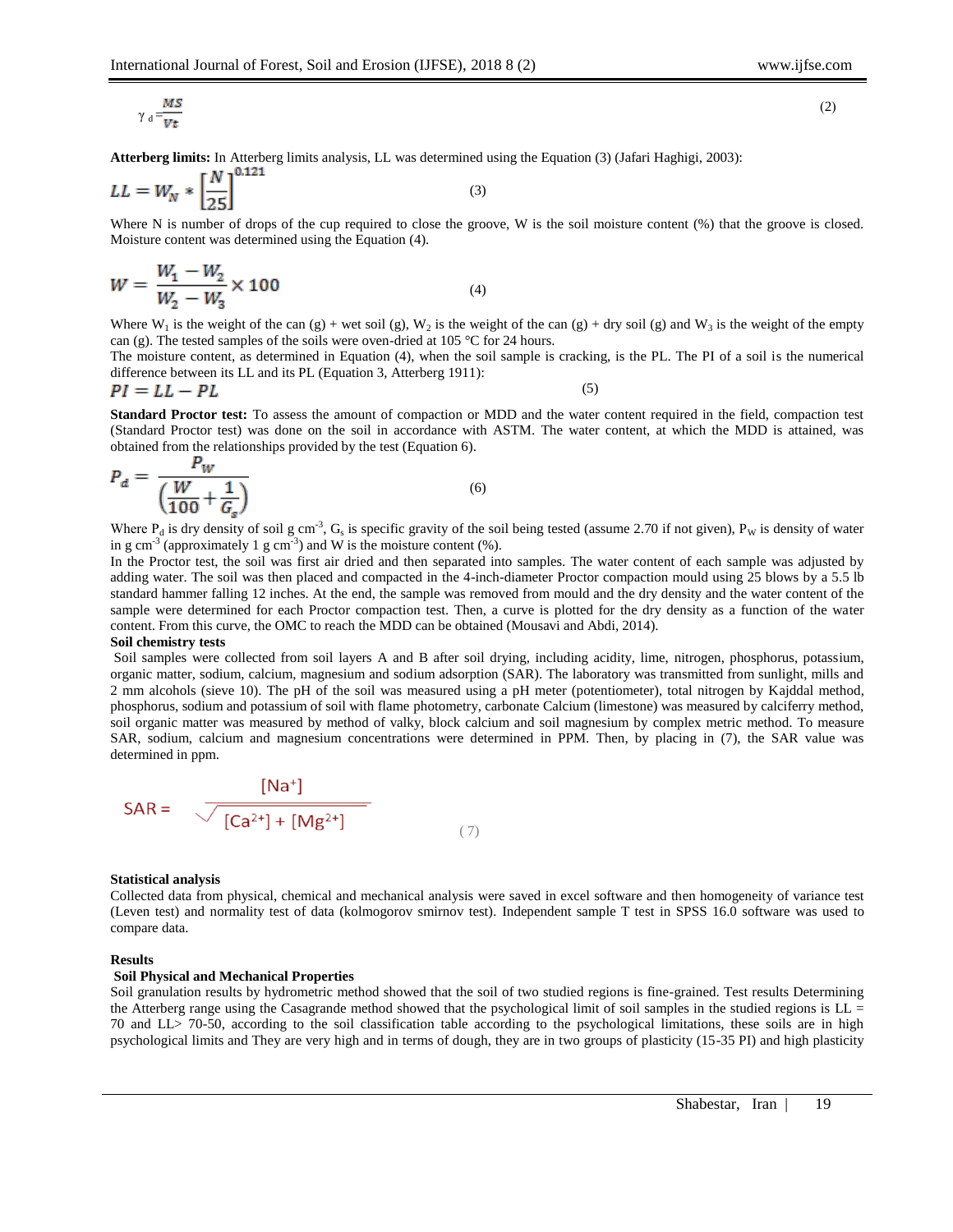$$\gamma_d = \frac{MS}{Vt} \quad (2)$$

**Atterberg limits:** In Atterberg limits analysis, LL was determined using the Equation (3) (Jafari Haghigi, 2003):

$$LL = W_N * \left[\frac{N}{25}\right]^{0.121} \quad (3)$$

Where N is number of drops of the cup required to close the groove, W is the soil moisture content (%) that the groove is closed. Moisture content was determined using the Equation (4).

$$W = \frac{W_1 - W_2}{W_2 - W_3} \times 100 \quad (4)$$

Where $W_1$ is the weight of the can (g) + wet soil (g), $W_2$ is the weight of the can (g) + dry soil (g) and $W_3$ is the weight of the empty can (g). The tested samples of the soils were oven-dried at 105 °C for 24 hours.

The moisture content, as determined in Equation (4), when the soil sample is cracking, is the PL. The PI of a soil is the numerical difference between its LL and its PL (Equation 3, Atterberg 1911):

$$PI = LL - PL \quad (5)$$

**Standard Proctor test:** To assess the amount of compaction or MDD and the water content required in the field, compaction test (Standard Proctor test) was done on the soil in accordance with ASTM. The water content, at which the MDD is attained, was obtained from the relationships provided by the test (Equation 6).

$$P_d = \frac{P_W}{\left(\frac{W}{100} + \frac{1}{G_s}\right)} \quad (6)$$

Where $P_d$ is dry density of soil g cm$^{-3}$, $G_s$ is specific gravity of the soil being tested (assume 2.70 if not given), $P_W$ is density of water in g cm$^{-3}$ (approximately 1 g cm$^{-3}$) and W is the moisture content (%).

In the Proctor test, the soil was first air dried and then separated into samples. The water content of each sample was adjusted by adding water. The soil was then placed and compacted in the 4-inch-diameter Proctor compaction mould using 25 blows by a 5.5 lb standard hammer falling 12 inches. At the end, the sample was removed from mould and the dry density and the water content of the sample were determined for each Proctor compaction test. Then, a curve is plotted for the dry density as a function of the water content. From this curve, the OMC to reach the MDD can be obtained (Mousavi and Abdi, 2014).

**Soil chemistry tests**

Soil samples were collected from soil layers A and B after soil drying, including acidity, lime, nitrogen, phosphorus, potassium, organic matter, sodium, calcium, magnesium and sodium adsorption (SAR). The laboratory was transmitted from sunlight, mills and 2 mm alcohols (sieve 10). The pH of the soil was measured using a pH meter (potentiometer), total nitrogen by Kajddal method, phosphorus, sodium and potassium of soil with flame photometry, carbonate Calcium (limestone) was measured by calciferry method, soil organic matter was measured by method of valky, block calcium and soil magnesium by complex metric method. To measure SAR, sodium, calcium and magnesium concentrations were determined in PPM. Then, by placing in (7), the SAR value was determined in ppm.

$$SAR = \frac{[Na^+]}{\sqrt{[Ca^{2+}] + [Mg^{2+}]}} \quad (7)$$

**Statistical analysis**

Collected data from physical, chemical and mechanical analysis were saved in excel software and then homogeneity of variance test (Leven test) and normality test of data (kolmogorov smirnov test). Independent sample T test in SPSS 16.0 software was used to compare data.

## Results

### Soil Physical and Mechanical Properties

Soil granulation results by hydrometric method showed that the soil of two studied regions is fine-grained. Test results Determining the Atterberg range using the Casagrande method showed that the psychological limit of soil samples in the studied regions is LL = 70 and LL> 70-50, according to the soil classification table according to the psychological limitations, these soils are in high psychological limits and They are very high and in terms of dough, they are in two groups of plasticity (15-35 PI) and high plasticity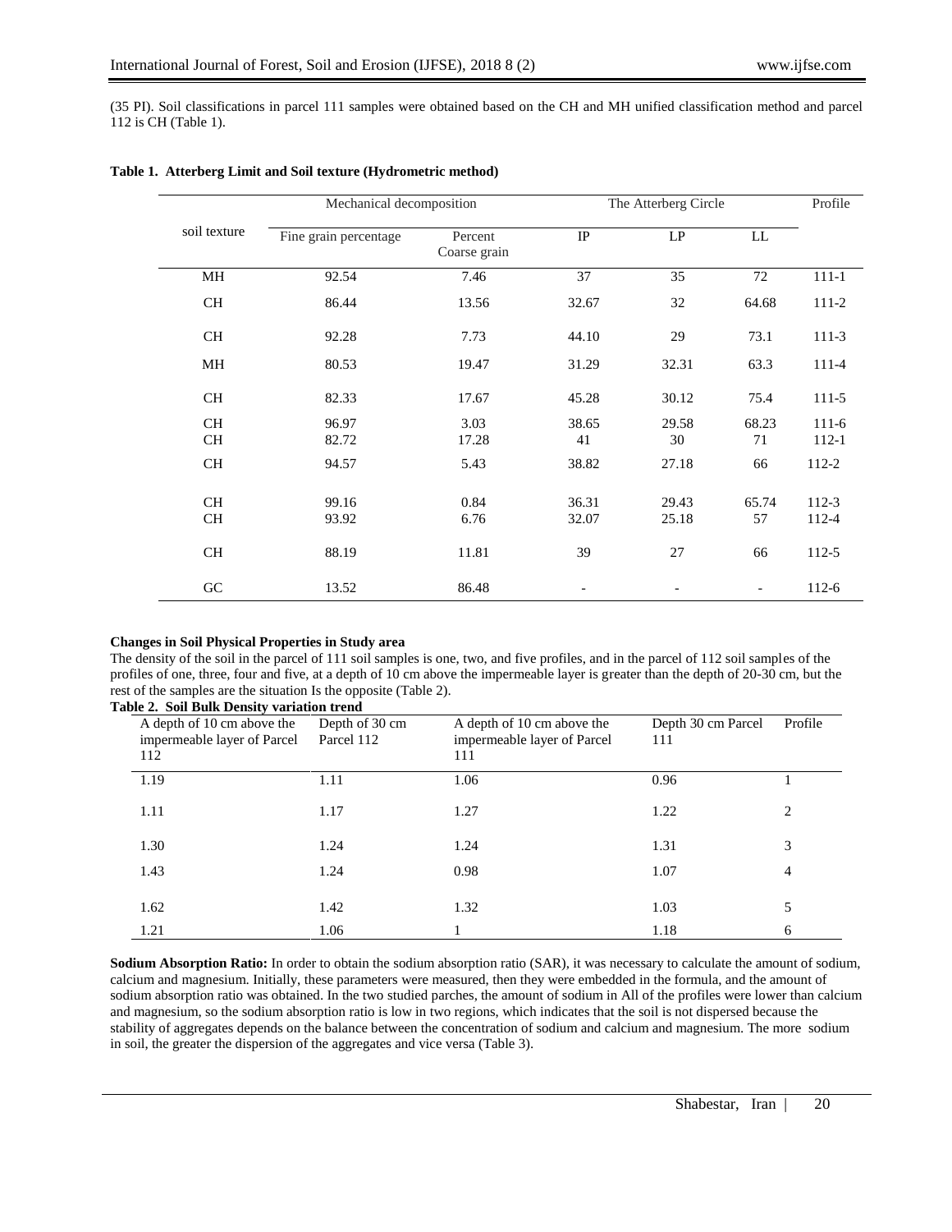(35 PI). Soil classifications in parcel 111 samples were obtained based on the CH and MH unified classification method and parcel 112 is CH (Table 1).

**Table 1. Atterberg Limit and Soil texture (Hydrometric method)**

| soil texture | Mechanical decomposition | | The Atterberg Circle | | | Profile |
|---|---|---|---|---|---|---|
| | Fine grain percentage | Percent Coarse grain | IP | LP | LL | |
| MH | 92.54 | 7.46 | 37 | 35 | 72 | 111-1 |
| CH | 86.44 | 13.56 | 32.67 | 32 | 64.68 | 111-2 |
| CH | 92.28 | 7.73 | 44.10 | 29 | 73.1 | 111-3 |
| MH | 80.53 | 19.47 | 31.29 | 32.31 | 63.3 | 111-4 |
| CH | 82.33 | 17.67 | 45.28 | 30.12 | 75.4 | 111-5 |
| CH | 96.97 | 3.03 | 38.65 | 29.58 | 68.23 | 111-6 |
| CH | 82.72 | 17.28 | 41 | 30 | 71 | 112-1 |
| CH | 94.57 | 5.43 | 38.82 | 27.18 | 66 | 112-2 |
| CH | 99.16 | 0.84 | 36.31 | 29.43 | 65.74 | 112-3 |
| CH | 93.92 | 6.76 | 32.07 | 25.18 | 57 | 112-4 |
| CH | 88.19 | 11.81 | 39 | 27 | 66 | 112-5 |
| GC | 13.52 | 86.48 | - | - | - | 112-6 |

**Changes in Soil Physical Properties in Study area**

The density of the soil in the parcel of 111 soil samples is one, two, and five profiles, and in the parcel of 112 soil samples of the profiles of one, three, four and five, at a depth of 10 cm above the impermeable layer is greater than the depth of 20-30 cm, but the rest of the samples are the situation Is the opposite (Table 2).

**Table 2. Soil Bulk Density variation trend**

| A depth of 10 cm above the impermeable layer of Parcel 112 | Depth of 30 cm Parcel 112 | A depth of 10 cm above the impermeable layer of Parcel 111 | Depth 30 cm Parcel 111 | Profile |
|---|---|---|---|---|
| 1.19 | 1.11 | 1.06 | 0.96 | 1 |
| 1.11 | 1.17 | 1.27 | 1.22 | 2 |
| 1.30 | 1.24 | 1.24 | 1.31 | 3 |
| 1.43 | 1.24 | 0.98 | 1.07 | 4 |
| 1.62 | 1.42 | 1.32 | 1.03 | 5 |
| 1.21 | 1.06 | 1 | 1.18 | 6 |

**Sodium Absorption Ratio:** In order to obtain the sodium absorption ratio (SAR), it was necessary to calculate the amount of sodium, calcium and magnesium. Initially, these parameters were measured, then they were embedded in the formula, and the amount of sodium absorption ratio was obtained. In the two studied parches, the amount of sodium in All of the profiles were lower than calcium and magnesium, so the sodium absorption ratio is low in two regions, which indicates that the soil is not dispersed because the stability of aggregates depends on the balance between the concentration of sodium and calcium and magnesium. The more sodium in soil, the greater the dispersion of the aggregates and vice versa (Table 3).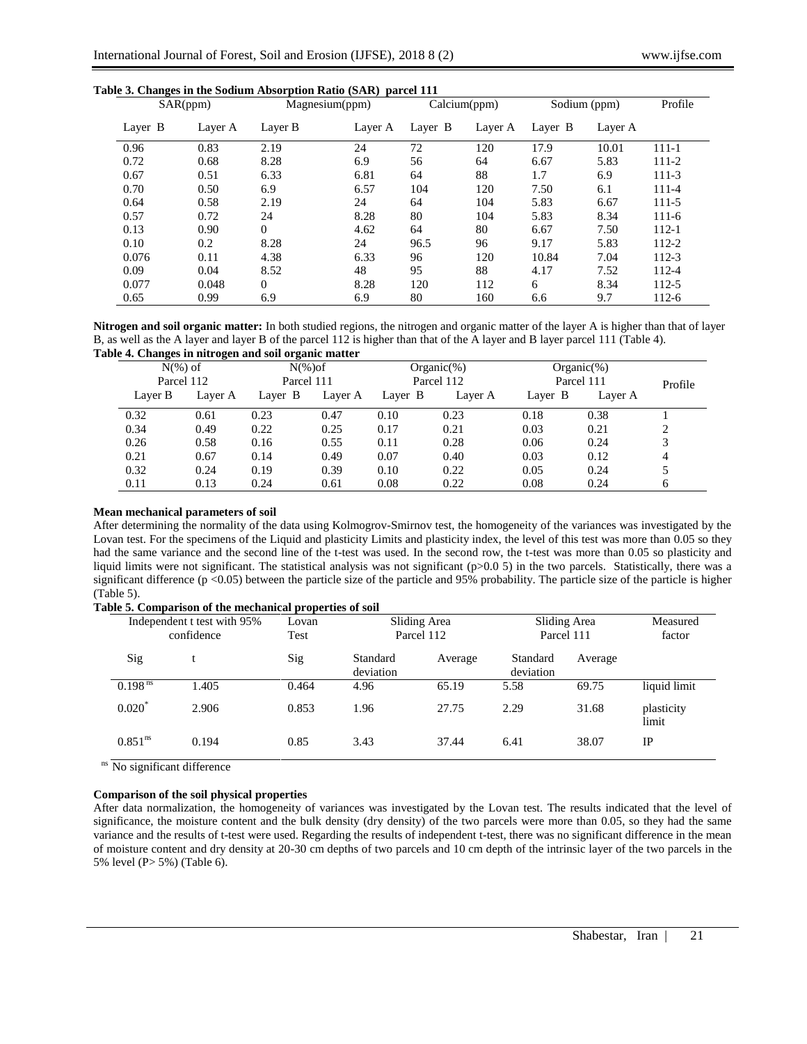**Table 3. Changes in the Sodium Absorption Ratio (SAR) parcel 111**

| SAR(ppm) | | Magnesium(ppm) | | Calcium(ppm) | | Sodium (ppm) | | Profile |
|---|---|---|---|---|---|---|---|---|
| Layer B | Layer A | Layer B | Layer A | Layer B | Layer A | Layer B | Layer A | |
| 0.96 | 0.83 | 2.19 | 24 | 72 | 120 | 17.9 | 10.01 | 111-1 |
| 0.72 | 0.68 | 8.28 | 6.9 | 56 | 64 | 6.67 | 5.83 | 111-2 |
| 0.67 | 0.51 | 6.33 | 6.81 | 64 | 88 | 1.7 | 6.9 | 111-3 |
| 0.70 | 0.50 | 6.9 | 6.57 | 104 | 120 | 7.50 | 6.1 | 111-4 |
| 0.64 | 0.58 | 2.19 | 24 | 64 | 104 | 5.83 | 6.67 | 111-5 |
| 0.57 | 0.72 | 24 | 8.28 | 80 | 104 | 5.83 | 8.34 | 111-6 |
| 0.13 | 0.90 | 0 | 4.62 | 64 | 80 | 6.67 | 7.50 | 112-1 |
| 0.10 | 0.2 | 8.28 | 24 | 96.5 | 96 | 9.17 | 5.83 | 112-2 |
| 0.076 | 0.11 | 4.38 | 6.33 | 96 | 120 | 10.84 | 7.04 | 112-3 |
| 0.09 | 0.04 | 8.52 | 48 | 95 | 88 | 4.17 | 7.52 | 112-4 |
| 0.077 | 0.048 | 0 | 8.28 | 120 | 112 | 6 | 8.34 | 112-5 |
| 0.65 | 0.99 | 6.9 | 6.9 | 80 | 160 | 6.6 | 9.7 | 112-6 |

**Nitrogen and soil organic matter:** In both studied regions, the nitrogen and organic matter of the layer A is higher than that of layer B, as well as the A layer and layer B of the parcel 112 is higher than that of the A layer and B layer parcel 111 (Table 4).

**Table 4. Changes in nitrogen and soil organic matter**

| N(%) of Parcel 112 | | N(%)of Parcel 111 | | Organic(%) Parcel 112 | | Organic(%) Parcel 111 | | Profile |
|---|---|---|---|---|---|---|---|---|
| Layer B | Layer A | Layer B | Layer A | Layer B | Layer A | Layer B | Layer A | |
| 0.32 | 0.61 | 0.23 | 0.47 | 0.10 | 0.23 | 0.18 | 0.38 | 1 |
| 0.34 | 0.49 | 0.22 | 0.25 | 0.17 | 0.21 | 0.03 | 0.21 | 2 |
| 0.26 | 0.58 | 0.16 | 0.55 | 0.11 | 0.28 | 0.06 | 0.24 | 3 |
| 0.21 | 0.67 | 0.14 | 0.49 | 0.07 | 0.40 | 0.03 | 0.12 | 4 |
| 0.32 | 0.24 | 0.19 | 0.39 | 0.10 | 0.22 | 0.05 | 0.24 | 5 |
| 0.11 | 0.13 | 0.24 | 0.61 | 0.08 | 0.22 | 0.08 | 0.24 | 6 |

**Mean mechanical parameters of soil**

After determining the normality of the data using Kolmogrov-Smirnov test, the homogeneity of the variances was investigated by the Lovan test. For the specimens of the Liquid and plasticity Limits and plasticity index, the level of this test was more than 0.05 so they had the same variance and the second line of the t-test was used. In the second row, the t-test was more than 0.05 so plasticity and liquid limits were not significant. The statistical analysis was not significant (p>0.0 5) in the two parcels. Statistically, there was a significant difference (p <0.05) between the particle size of the particle and 95% probability. The particle size of the particle is higher (Table 5).

**Table 5. Comparison of the mechanical properties of soil**

| Independent t test with 95% confidence | | Lovan Test | Sliding Area Parcel 112 | | Sliding Area Parcel 111 | | Measured factor |
|---|---|---|---|---|---|---|---|
| Sig | t | Sig | Standard deviation | Average | Standard deviation | Average | |
| 0.198 [ns] | 1.405 | 0.464 | 4.96 | 65.19 | 5.58 | 69.75 | liquid limit |
| 0.020 [*] | 2.906 | 0.853 | 1.96 | 27.75 | 2.29 | 31.68 | plasticity limit |
| 0.851 [ns] | 0.194 | 0.85 | 3.43 | 37.44 | 6.41 | 38.07 | IP |

[ns] No significant difference

**Comparison of the soil physical properties**

After data normalization, the homogeneity of variances was investigated by the Lovan test. The results indicated that the level of significance, the moisture content and the bulk density (dry density) of the two parcels were more than 0.05, so they had the same variance and the results of t-test were used. Regarding the results of independent t-test, there was no significant difference in the mean of moisture content and dry density at 20-30 cm depths of two parcels and 10 cm depth of the intrinsic layer of the two parcels in the 5% level (P> 5%) (Table 6).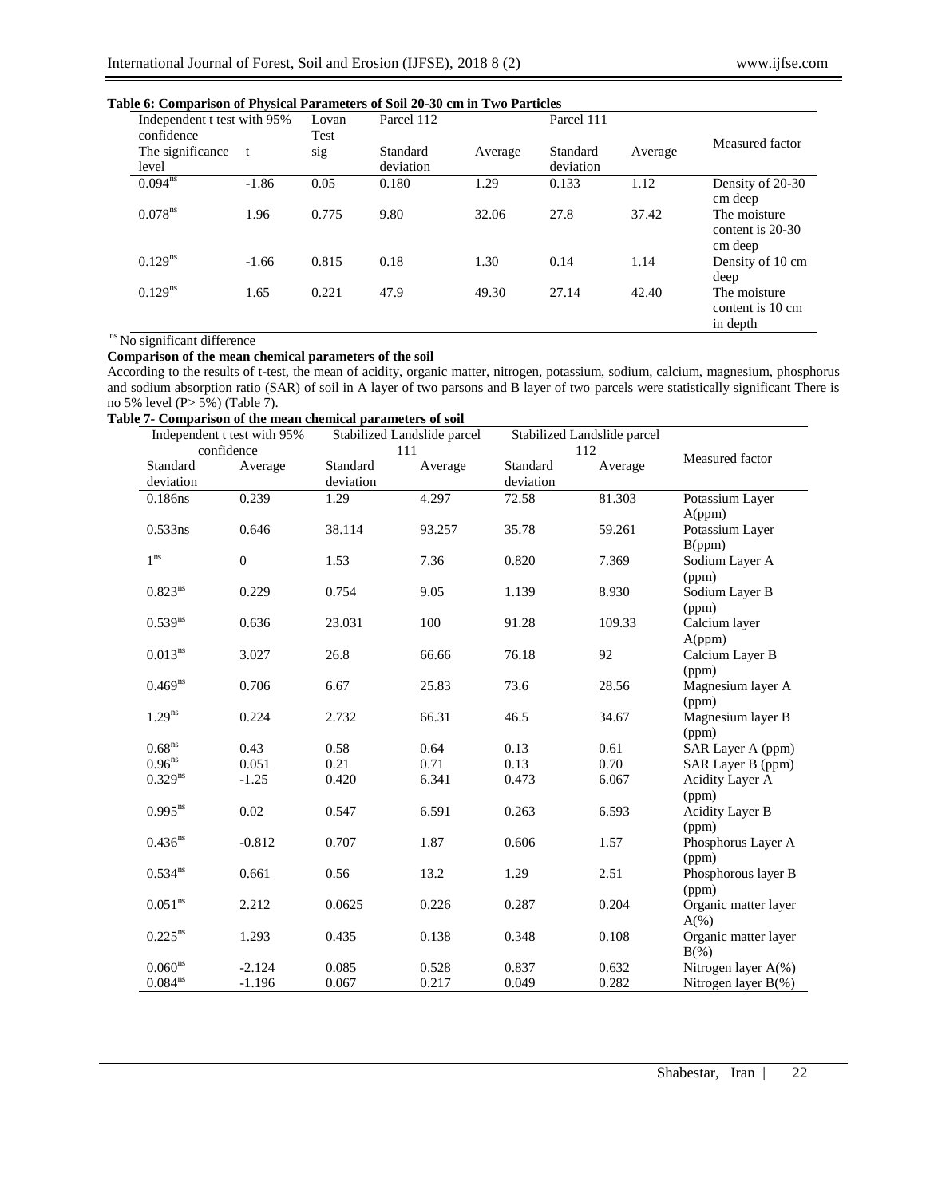**Table 6: Comparison of Physical Parameters of Soil 20-30 cm in Two Particles**

| Independent t test with 95% confidence | | Lovan Test | Parcel 112 | | Parcel 111 | | Measured factor |
|---|---|---|---|---|---|---|---|
| The significance level | t | sig | Standard deviation | Average | Standard deviation | Average | |
| 0.094[ns] | -1.86 | 0.05 | 0.180 | 1.29 | 0.133 | 1.12 | Density of 20-30 cm deep |
| 0.078[ns] | 1.96 | 0.775 | 9.80 | 32.06 | 27.8 | 37.42 | The moisture content is 20-30 cm deep |
| 0.129[ns] | -1.66 | 0.815 | 0.18 | 1.30 | 0.14 | 1.14 | Density of 10 cm deep |
| 0.129[ns] | 1.65 | 0.221 | 47.9 | 49.30 | 27.14 | 42.40 | The moisture content is 10 cm in depth |

[ns] No significant difference

**Comparison of the mean chemical parameters of the soil**

According to the results of t-test, the mean of acidity, organic matter, nitrogen, potassium, sodium, calcium, magnesium, phosphorus and sodium absorption ratio (SAR) of soil in A layer of two parsons and B layer of two parcels were statistically significant There is no 5% level (P> 5%) (Table 7).

**Table 7- Comparison of the mean chemical parameters of soil**

| Independent t test with 95% confidence | | Stabilized Landslide parcel 111 | | Stabilized Landslide parcel 112 | | Measured factor |
|---|---|---|---|---|---|---|
| Standard deviation | Average | Standard deviation | Average | Standard deviation | Average | |
| 0.186ns | 0.239 | 1.29 | 4.297 | 72.58 | 81.303 | Potassium Layer A(ppm) |
| 0.533ns | 0.646 | 38.114 | 93.257 | 35.78 | 59.261 | Potassium Layer B(ppm) |
| 1[ns] | 0 | 1.53 | 7.36 | 0.820 | 7.369 | Sodium Layer A (ppm) |
| 0.823[ns] | 0.229 | 0.754 | 9.05 | 1.139 | 8.930 | Sodium Layer B (ppm) |
| 0.539[ns] | 0.636 | 23.031 | 100 | 91.28 | 109.33 | Calcium layer A(ppm) |
| 0.013[ns] | 3.027 | 26.8 | 66.66 | 76.18 | 92 | Calcium Layer B (ppm) |
| 0.469[ns] | 0.706 | 6.67 | 25.83 | 73.6 | 28.56 | Magnesium layer A (ppm) |
| 1.29[ns] | 0.224 | 2.732 | 66.31 | 46.5 | 34.67 | Magnesium layer B (ppm) |
| 0.68[ns] | 0.43 | 0.58 | 0.64 | 0.13 | 0.61 | SAR Layer A (ppm) |
| 0.96[ns] | 0.051 | 0.21 | 0.71 | 0.13 | 0.70 | SAR Layer B (ppm) |
| 0.329[ns] | -1.25 | 0.420 | 6.341 | 0.473 | 6.067 | Acidity Layer A (ppm) |
| 0.995[ns] | 0.02 | 0.547 | 6.591 | 0.263 | 6.593 | Acidity Layer B (ppm) |
| 0.436[ns] | -0.812 | 0.707 | 1.87 | 0.606 | 1.57 | Phosphorus Layer A (ppm) |
| 0.534[ns] | 0.661 | 0.56 | 13.2 | 1.29 | 2.51 | Phosphorous layer B (ppm) |
| 0.051[ns] | 2.212 | 0.0625 | 0.226 | 0.287 | 0.204 | Organic matter layer A(%) |
| 0.225[ns] | 1.293 | 0.435 | 0.138 | 0.348 | 0.108 | Organic matter layer B(%) |
| 0.060[ns] | -2.124 | 0.085 | 0.528 | 0.837 | 0.632 | Nitrogen layer A(%) |
| 0.084[ns] | -1.196 | 0.067 | 0.217 | 0.049 | 0.282 | Nitrogen layer B(%) |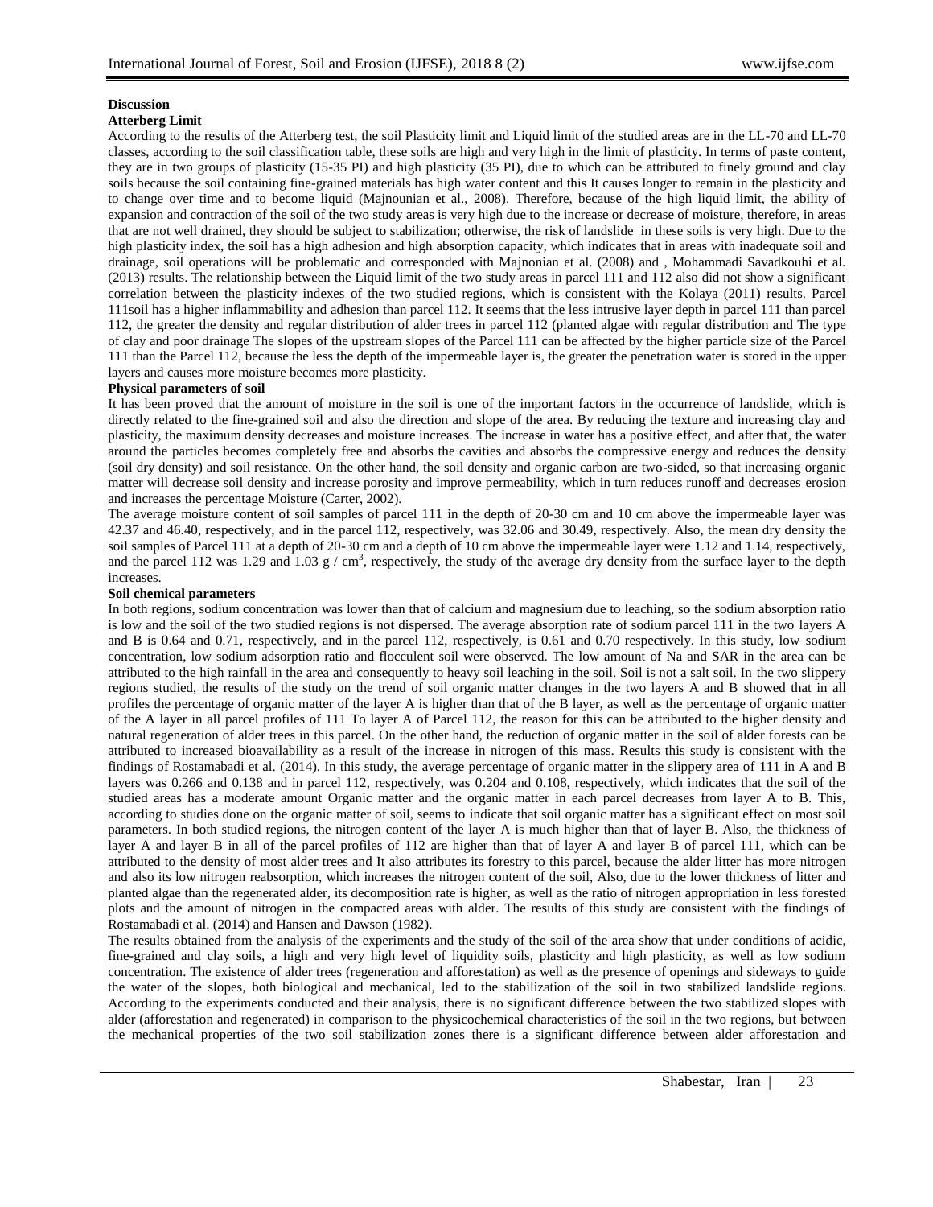**Discussion**

**Atterberg Limit**

According to the results of the Atterberg test, the soil Plasticity limit and Liquid limit of the studied areas are in the LL-70 and LL-70 classes, according to the soil classification table, these soils are high and very high in the limit of plasticity. In terms of paste content, they are in two groups of plasticity (15-35 PI) and high plasticity (35 PI), due to which can be attributed to finely ground and clay soils because the soil containing fine-grained materials has high water content and this It causes longer to remain in the plasticity and to change over time and to become liquid (Majnounian et al., 2008). Therefore, because of the high liquid limit, the ability of expansion and contraction of the soil of the two study areas is very high due to the increase or decrease of moisture, therefore, in areas that are not well drained, they should be subject to stabilization; otherwise, the risk of landslide in these soils is very high. Due to the high plasticity index, the soil has a high adhesion and high absorption capacity, which indicates that in areas with inadequate soil and drainage, soil operations will be problematic and corresponded with Majnonian et al. (2008) and , Mohammadi Savadkouhi et al. (2013) results. The relationship between the Liquid limit of the two study areas in parcel 111 and 112 also did not show a significant correlation between the plasticity indexes of the two studied regions, which is consistent with the Kolaya (2011) results. Parcel 111soil has a higher inflammability and adhesion than parcel 112. It seems that the less intrusive layer depth in parcel 111 than parcel 112, the greater the density and regular distribution of alder trees in parcel 112 (planted algae with regular distribution and The type of clay and poor drainage The slopes of the upstream slopes of the Parcel 111 can be affected by the higher particle size of the Parcel 111 than the Parcel 112, because the less the depth of the impermeable layer is, the greater the penetration water is stored in the upper layers and causes more moisture becomes more plasticity.

**Physical parameters of soil**

It has been proved that the amount of moisture in the soil is one of the important factors in the occurrence of landslide, which is directly related to the fine-grained soil and also the direction and slope of the area. By reducing the texture and increasing clay and plasticity, the maximum density decreases and moisture increases. The increase in water has a positive effect, and after that, the water around the particles becomes completely free and absorbs the cavities and absorbs the compressive energy and reduces the density (soil dry density) and soil resistance. On the other hand, the soil density and organic carbon are two-sided, so that increasing organic matter will decrease soil density and increase porosity and improve permeability, which in turn reduces runoff and decreases erosion and increases the percentage Moisture (Carter, 2002).

The average moisture content of soil samples of parcel 111 in the depth of 20-30 cm and 10 cm above the impermeable layer was 42.37 and 46.40, respectively, and in the parcel 112, respectively, was 32.06 and 30.49, respectively. Also, the mean dry density the soil samples of Parcel 111 at a depth of 20-30 cm and a depth of 10 cm above the impermeable layer were 1.12 and 1.14, respectively, and the parcel 112 was 1.29 and 1.03 g / cm$^3$, respectively, the study of the average dry density from the surface layer to the depth increases.

**Soil chemical parameters**

In both regions, sodium concentration was lower than that of calcium and magnesium due to leaching, so the sodium absorption ratio is low and the soil of the two studied regions is not dispersed. The average absorption rate of sodium parcel 111 in the two layers A and B is 0.64 and 0.71, respectively, and in the parcel 112, respectively, is 0.61 and 0.70 respectively. In this study, low sodium concentration, low sodium adsorption ratio and flocculent soil were observed. The low amount of Na and SAR in the area can be attributed to the high rainfall in the area and consequently to heavy soil leaching in the soil. Soil is not a salt soil. In the two slippery regions studied, the results of the study on the trend of soil organic matter changes in the two layers A and B showed that in all profiles the percentage of organic matter of the layer A is higher than that of the B layer, as well as the percentage of organic matter of the A layer in all parcel profiles of 111 To layer A of Parcel 112, the reason for this can be attributed to the higher density and natural regeneration of alder trees in this parcel. On the other hand, the reduction of organic matter in the soil of alder forests can be attributed to increased bioavailability as a result of the increase in nitrogen of this mass. Results this study is consistent with the findings of Rostamabadi et al. (2014). In this study, the average percentage of organic matter in the slippery area of 111 in A and B layers was 0.266 and 0.138 and in parcel 112, respectively, was 0.204 and 0.108, respectively, which indicates that the soil of the studied areas has a moderate amount Organic matter and the organic matter in each parcel decreases from layer A to B. This, according to studies done on the organic matter of soil, seems to indicate that soil organic matter has a significant effect on most soil parameters. In both studied regions, the nitrogen content of the layer A is much higher than that of layer B. Also, the thickness of layer A and layer B in all of the parcel profiles of 112 are higher than that of layer A and layer B of parcel 111, which can be attributed to the density of most alder trees and It also attributes its forestry to this parcel, because the alder litter has more nitrogen and also its low nitrogen reabsorption, which increases the nitrogen content of the soil, Also, due to the lower thickness of litter and planted algae than the regenerated alder, its decomposition rate is higher, as well as the ratio of nitrogen appropriation in less forested plots and the amount of nitrogen in the compacted areas with alder. The results of this study are consistent with the findings of Rostamabadi et al. (2014) and Hansen and Dawson (1982).

The results obtained from the analysis of the experiments and the study of the soil of the area show that under conditions of acidic, fine-grained and clay soils, a high and very high level of liquidity soils, plasticity and high plasticity, as well as low sodium concentration. The existence of alder trees (regeneration and afforestation) as well as the presence of openings and sideways to guide the water of the slopes, both biological and mechanical, led to the stabilization of the soil in two stabilized landslide regions. According to the experiments conducted and their analysis, there is no significant difference between the two stabilized slopes with alder (afforestation and regenerated) in comparison to the physicochemical characteristics of the soil in the two regions, but between the mechanical properties of the two soil stabilization zones there is a significant difference between alder afforestation and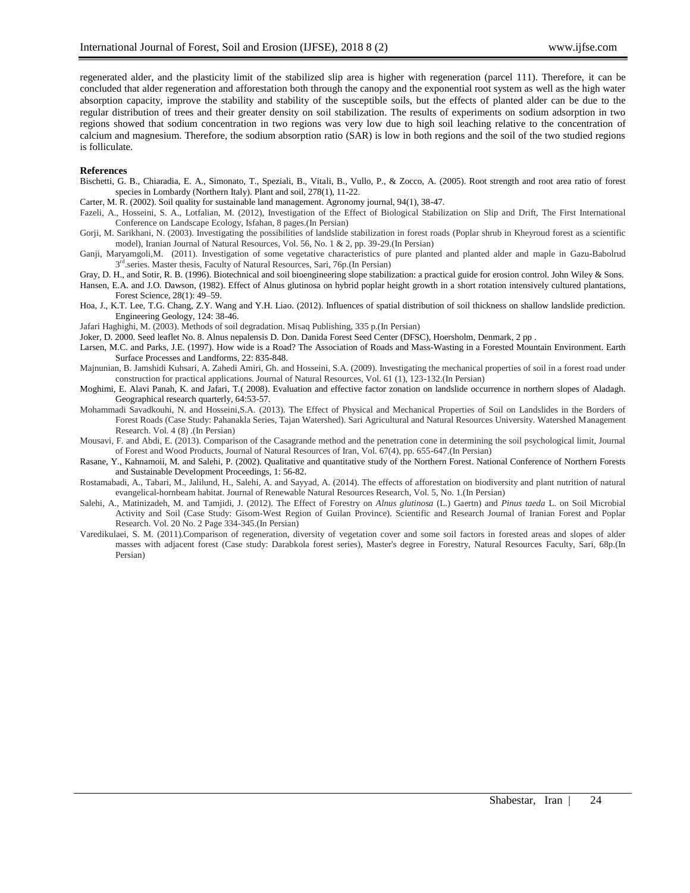regenerated alder, and the plasticity limit of the stabilized slip area is higher with regeneration (parcel 111). Therefore, it can be concluded that alder regeneration and afforestation both through the canopy and the exponential root system as well as the high water absorption capacity, improve the stability and stability of the susceptible soils, but the effects of planted alder can be due to the regular distribution of trees and their greater density on soil stabilization. The results of experiments on sodium adsorption in two regions showed that sodium concentration in two regions was very low due to high soil leaching relative to the concentration of calcium and magnesium. Therefore, the sodium absorption ratio (SAR) is low in both regions and the soil of the two studied regions is folliculate.

**References**

Bischetti, G. B., Chiaradia, E. A., Simonato, T., Speziali, B., Vitali, B., Vullo, P., & Zocco, A. (2005). Root strength and root area ratio of forest species in Lombardy (Northern Italy). Plant and soil, 278(1), 11-22.

Carter, M. R. (2002). Soil quality for sustainable land management. Agronomy journal, 94(1), 38-47.

Fazeli, A., Hosseini, S. A., Lotfalian, M. (2012), Investigation of the Effect of Biological Stabilization on Slip and Drift, The First International Conference on Landscape Ecology, Isfahan, 8 pages.(In Persian)

Gorji, M. Sarikhani, N. (2003). Investigating the possibilities of landslide stabilization in forest roads (Poplar shrub in Kheyroud forest as a scientific model), Iranian Journal of Natural Resources, Vol. 56, No. 1 & 2, pp. 39-29.(In Persian)

Ganji, Maryamgoli,M. (2011). Investigation of some vegetative characteristics of pure planted and planted alder and maple in Gazu-Babolrud 3rd.series. Master thesis, Faculty of Natural Resources, Sari, 76p.(In Persian)

Gray, D. H., and Sotir, R. B. (1996). Biotechnical and soil bioengineering slope stabilization: a practical guide for erosion control. John Wiley & Sons.

Hansen, E.A. and J.O. Dawson, (1982). Effect of Alnus glutinosa on hybrid poplar height growth in a short rotation intensively cultured plantations, Forest Science, 28(1): 49–59.

Hoa, J., K.T. Lee, T.G. Chang, Z.Y. Wang and Y.H. Liao. (2012). Influences of spatial distribution of soil thickness on shallow landslide prediction. Engineering Geology, 124: 38-46.

Jafari Haghighi, M. (2003). Methods of soil degradation. Misaq Publishing, 335 p.(In Persian)

Joker, D. 2000. Seed leaflet No. 8. Alnus nepalensis D. Don. Danida Forest Seed Center (DFSC), Hoersholm, Denmark, 2 pp .

Larsen, M.C. and Parks, J.E. (1997). How wide is a Road? The Association of Roads and Mass-Wasting in a Forested Mountain Environment. Earth Surface Processes and Landforms, 22: 835-848.

Majnunian, B. Jamshidi Kuhsari, A. Zahedi Amiri, Gh. and Hosseini, S.A. (2009). Investigating the mechanical properties of soil in a forest road under construction for practical applications. Journal of Natural Resources, Vol. 61 (1), 123-132.(In Persian)

Moghimi, E. Alavi Panah, K. and Jafari, T.( 2008). Evaluation and effective factor zonation on landslide occurrence in northern slopes of Aladagh. Geographical research quarterly, 64:53-57.

Mohammadi Savadkouhi, N. and Hosseini,S.A. (2013). The Effect of Physical and Mechanical Properties of Soil on Landslides in the Borders of Forest Roads (Case Study: Pahanakla Series, Tajan Watershed). Sari Agricultural and Natural Resources University. Watershed Management Research. Vol. 4 (8) .(In Persian)

Mousavi, F. and Abdi, E. (2013). Comparison of the Casagrande method and the penetration cone in determining the soil psychological limit, Journal of Forest and Wood Products, Journal of Natural Resources of Iran, Vol. 67(4), pp. 655-647.(In Persian)

Rasane, Y., Kahnamoii, M. and Salehi, P. (2002). Qualitative and quantitative study of the Northern Forest. National Conference of Northern Forests and Sustainable Development Proceedings, 1: 56-82.

Rostamabadi, A., Tabari, M., Jalilund, H., Salehi, A. and Sayyad, A. (2014). The effects of afforestation on biodiversity and plant nutrition of natural evangelical-hornbeam habitat. Journal of Renewable Natural Resources Research, Vol. 5, No. 1.(In Persian)

Salehi, A., Matinizadeh, M. and Tamjidi, J. (2012). The Effect of Forestry on *Alnus glutinosa* (L.) Gaertn) and *Pinus taeda* L. on Soil Microbial Activity and Soil (Case Study: Gisom-West Region of Guilan Province). Scientific and Research Journal of Iranian Forest and Poplar Research. Vol. 20 No. 2 Page 334-345.(In Persian)

Varedikulaei, S. M. (2011).Comparison of regeneration, diversity of vegetation cover and some soil factors in forested areas and slopes of alder masses with adjacent forest (Case study: Darabkola forest series), Master's degree in Forestry, Natural Resources Faculty, Sari, 68p.(In Persian)